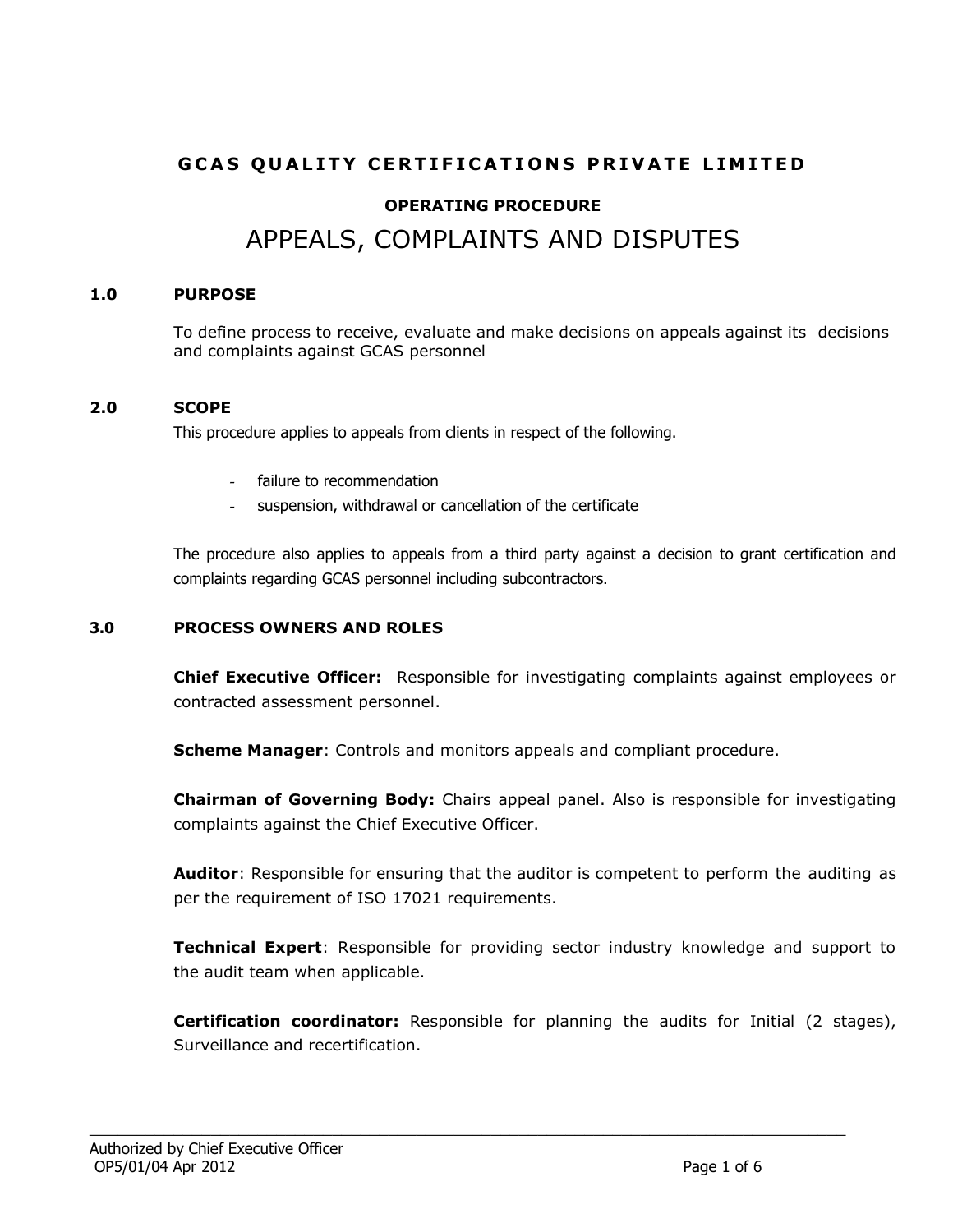# GCAS QUALITY CERTIFICATIONS PRIVATE LIMITED

## OPERATING PROCEDURE

# APPEALS, COMPLAINTS AND DISPUTES

## 1.0 PURPOSE

To define process to receive, evaluate and make decisions on appeals against its decisions and complaints against GCAS personnel

## 2.0 SCOPE

This procedure applies to appeals from clients in respect of the following.

- failure to recommendation
- suspension, withdrawal or cancellation of the certificate

The procedure also applies to appeals from a third party against a decision to grant certification and complaints regarding GCAS personnel including subcontractors.

## 3.0 PROCESS OWNERS AND ROLES

**Chief Executive Officer:** Responsible for investigating complaints against employees or contracted assessment personnel.

**Scheme Manager**: Controls and monitors appeals and compliant procedure.

**Chairman of Governing Body:** Chairs appeal panel. Also is responsible for investigating complaints against the Chief Executive Officer.

**Auditor**: Responsible for ensuring that the auditor is competent to perform the auditing as per the requirement of ISO 17021 requirements.

**Technical Expert**: Responsible for providing sector industry knowledge and support to the audit team when applicable.

**Certification coordinator:** Responsible for planning the audits for Initial (2 stages), Surveillance and recertification.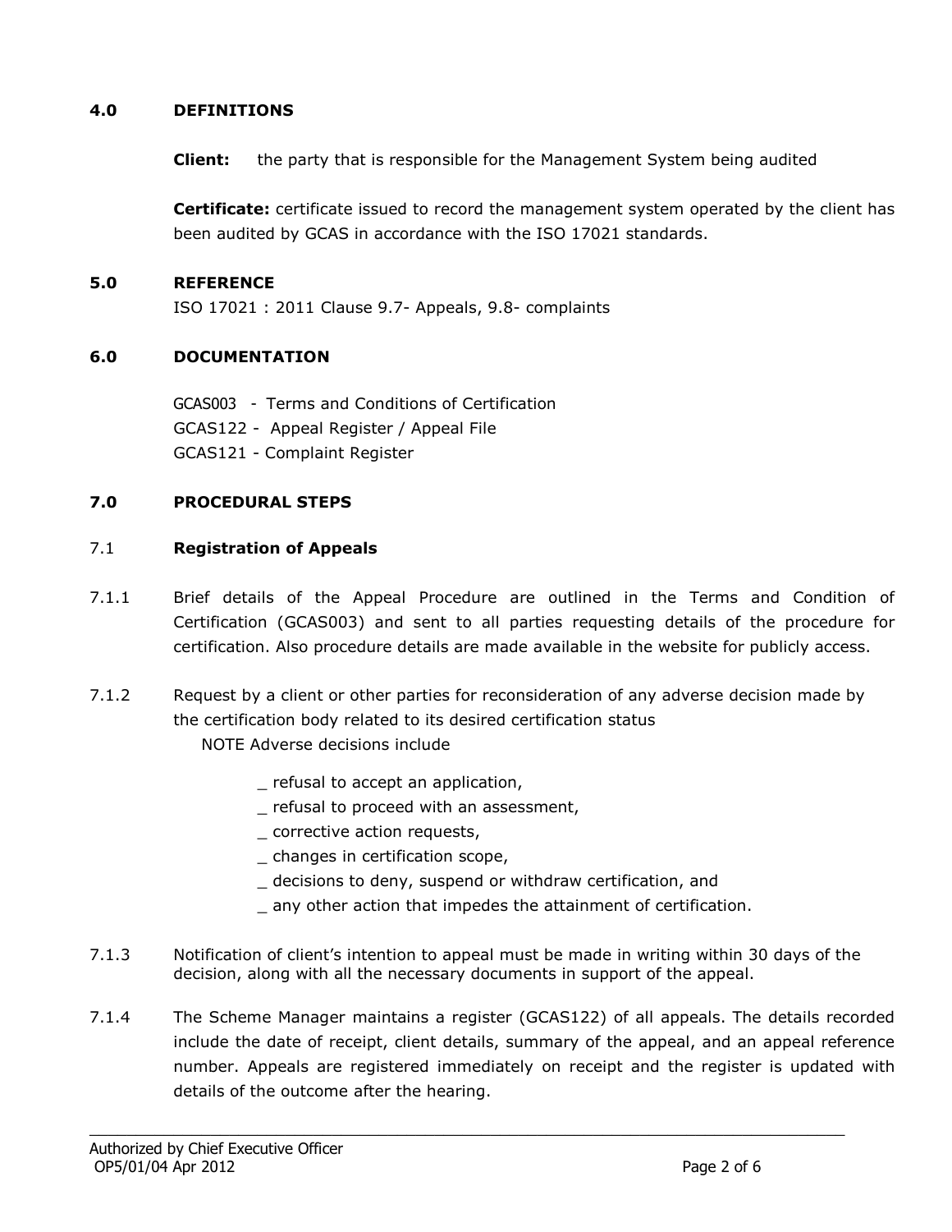## 4.0 DEFINITIONS

**Client:** the party that is responsible for the Management System being audited

**Certificate:** certificate issued to record the management system operated by the client has been audited by GCAS in accordance with the ISO 17021 standards.

## 5.0 REFERENCE

ISO 17021 : 2011 Clause 9.7- Appeals, 9.8- complaints

## 6.0 DOCUMENTATION

GCAS003 - Terms and Conditions of Certification
GCAS122 - Appeal Register / Appeal File
GCAS121 - Complaint Register

## 7.0 PROCEDURAL STEPS

### 7.1 Registration of Appeals

7.1.1 Brief details of the Appeal Procedure are outlined in the Terms and Condition of Certification (GCAS003) and sent to all parties requesting details of the procedure for certification. Also procedure details are made available in the website for publicly access.

7.1.2 Request by a client or other parties for reconsideration of any adverse decision made by the certification body related to its desired certification status

NOTE Adverse decisions include

- _ refusal to accept an application,
- _ refusal to proceed with an assessment,
- _ corrective action requests,
- _ changes in certification scope,
- _ decisions to deny, suspend or withdraw certification, and
- _ any other action that impedes the attainment of certification.

7.1.3 Notification of client's intention to appeal must be made in writing within 30 days of the decision, along with all the necessary documents in support of the appeal.

7.1.4 The Scheme Manager maintains a register (GCAS122) of all appeals. The details recorded include the date of receipt, client details, summary of the appeal, and an appeal reference number. Appeals are registered immediately on receipt and the register is updated with details of the outcome after the hearing.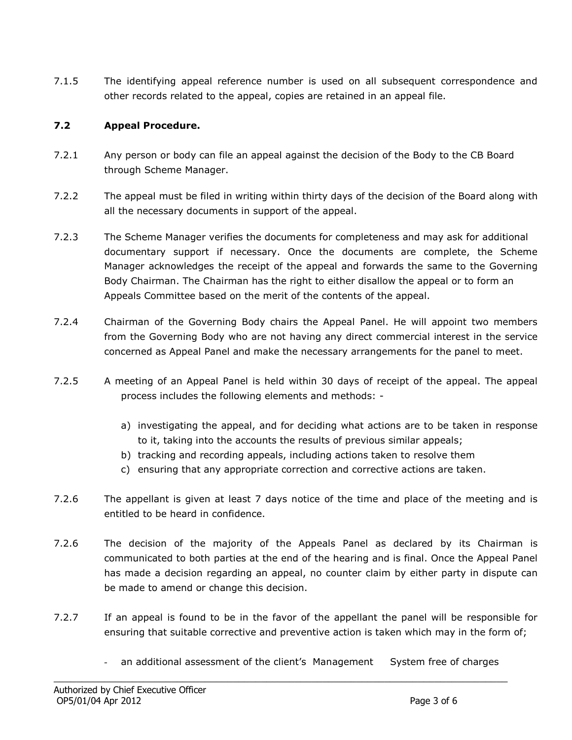7.1.5 The identifying appeal reference number is used on all subsequent correspondence and other records related to the appeal, copies are retained in an appeal file.

### 7.2 Appeal Procedure.

7.2.1 Any person or body can file an appeal against the decision of the Body to the CB Board through Scheme Manager.

7.2.2 The appeal must be filed in writing within thirty days of the decision of the Board along with all the necessary documents in support of the appeal.

7.2.3 The Scheme Manager verifies the documents for completeness and may ask for additional documentary support if necessary. Once the documents are complete, the Scheme Manager acknowledges the receipt of the appeal and forwards the same to the Governing Body Chairman. The Chairman has the right to either disallow the appeal or to form an Appeals Committee based on the merit of the contents of the appeal.

7.2.4 Chairman of the Governing Body chairs the Appeal Panel. He will appoint two members from the Governing Body who are not having any direct commercial interest in the service concerned as Appeal Panel and make the necessary arrangements for the panel to meet.

7.2.5 A meeting of an Appeal Panel is held within 30 days of receipt of the appeal. The appeal process includes the following elements and methods: -

a) investigating the appeal, and for deciding what actions are to be taken in response to it, taking into the accounts the results of previous similar appeals;
b) tracking and recording appeals, including actions taken to resolve them
c) ensuring that any appropriate correction and corrective actions are taken.

7.2.6 The appellant is given at least 7 days notice of the time and place of the meeting and is entitled to be heard in confidence.

7.2.6 The decision of the majority of the Appeals Panel as declared by its Chairman is communicated to both parties at the end of the hearing and is final. Once the Appeal Panel has made a decision regarding an appeal, no counter claim by either party in dispute can be made to amend or change this decision.

7.2.7 If an appeal is found to be in the favor of the appellant the panel will be responsible for ensuring that suitable corrective and preventive action is taken which may in the form of;

- an additional assessment of the client's Management System free of charges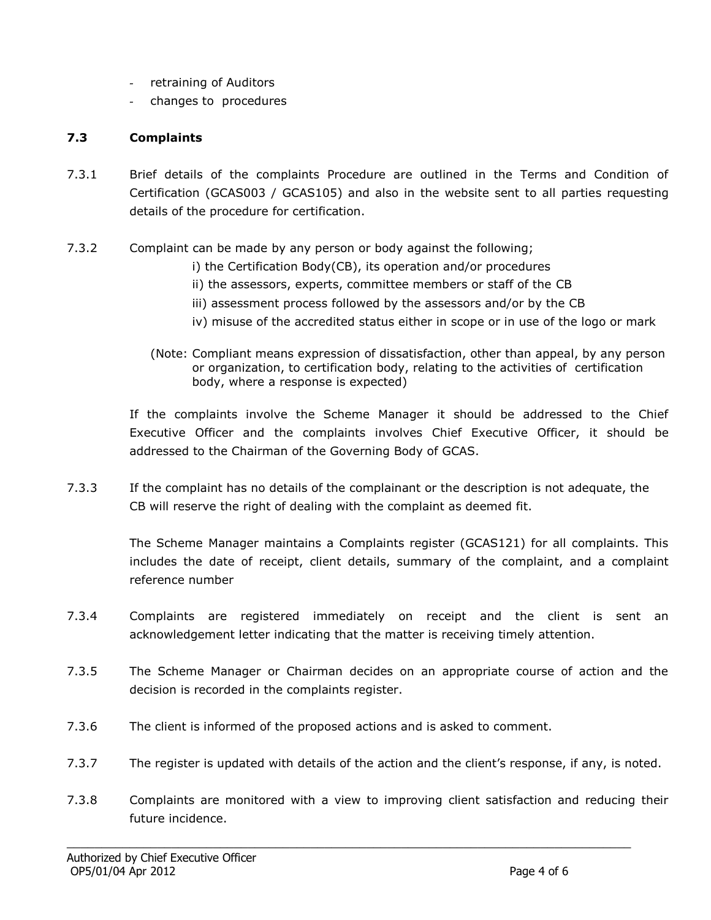- retraining of Auditors
- changes to procedures

### 7.3 Complaints

7.3.1 Brief details of the complaints Procedure are outlined in the Terms and Condition of Certification (GCAS003 / GCAS105) and also in the website sent to all parties requesting details of the procedure for certification.

7.3.2 Complaint can be made by any person or body against the following;

i) the Certification Body(CB), its operation and/or procedures
ii) the assessors, experts, committee members or staff of the CB
iii) assessment process followed by the assessors and/or by the CB
iv) misuse of the accredited status either in scope or in use of the logo or mark

(Note: Compliant means expression of dissatisfaction, other than appeal, by any person or organization, to certification body, relating to the activities of certification body, where a response is expected)

If the complaints involve the Scheme Manager it should be addressed to the Chief Executive Officer and the complaints involves Chief Executive Officer, it should be addressed to the Chairman of the Governing Body of GCAS.

7.3.3 If the complaint has no details of the complainant or the description is not adequate, the CB will reserve the right of dealing with the complaint as deemed fit.

The Scheme Manager maintains a Complaints register (GCAS121) for all complaints. This includes the date of receipt, client details, summary of the complaint, and a complaint reference number

7.3.4 Complaints are registered immediately on receipt and the client is sent an acknowledgement letter indicating that the matter is receiving timely attention.

7.3.5 The Scheme Manager or Chairman decides on an appropriate course of action and the decision is recorded in the complaints register.

7.3.6 The client is informed of the proposed actions and is asked to comment.

7.3.7 The register is updated with details of the action and the client's response, if any, is noted.

7.3.8 Complaints are monitored with a view to improving client satisfaction and reducing their future incidence.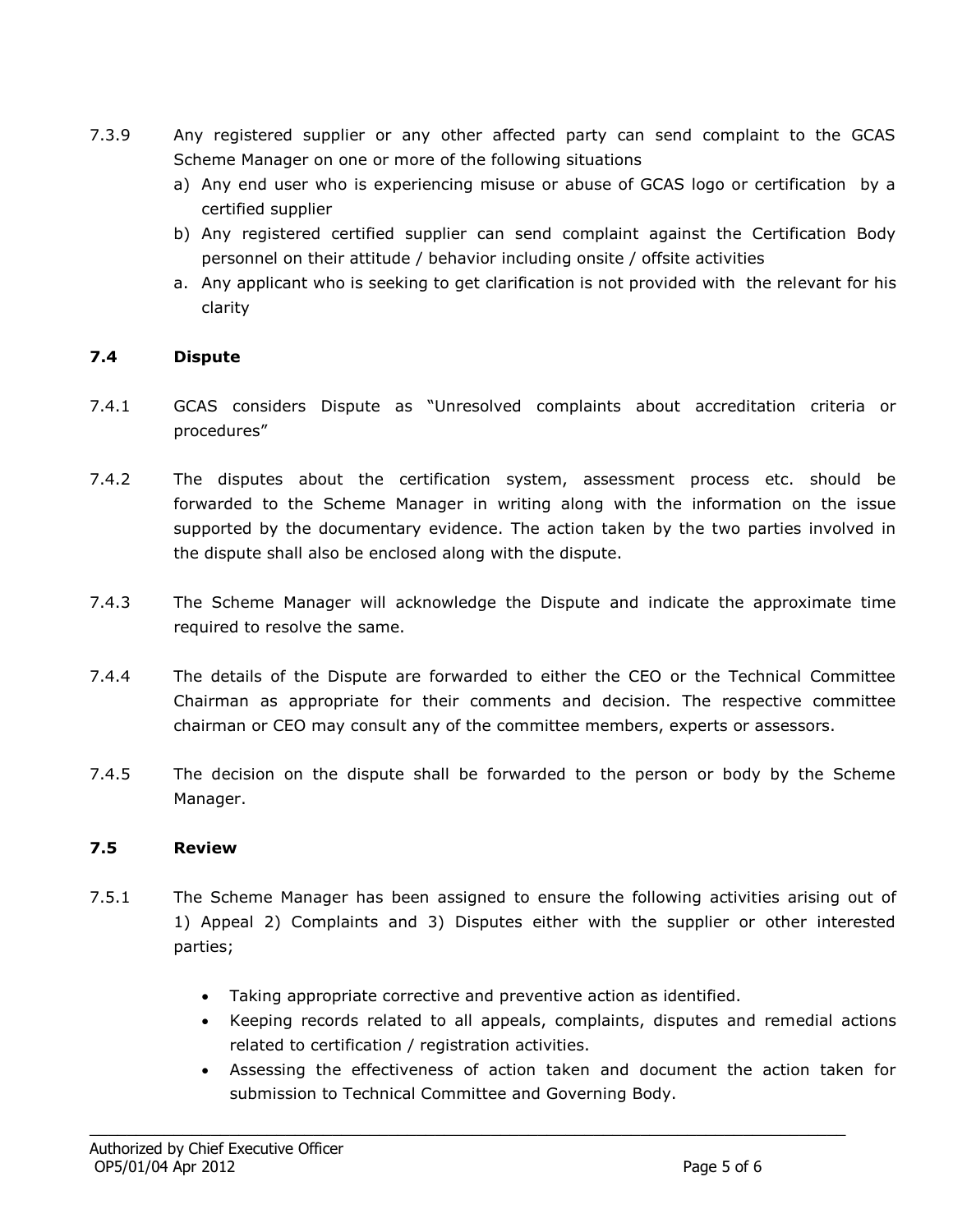7.3.9 Any registered supplier or any other affected party can send complaint to the GCAS Scheme Manager on one or more of the following situations

a) Any end user who is experiencing misuse or abuse of GCAS logo or certification by a certified supplier
b) Any registered certified supplier can send complaint against the Certification Body personnel on their attitude / behavior including onsite / offsite activities
a. Any applicant who is seeking to get clarification is not provided with the relevant for his clarity

### 7.4 Dispute

7.4.1 GCAS considers Dispute as "Unresolved complaints about accreditation criteria or procedures"

7.4.2 The disputes about the certification system, assessment process etc. should be forwarded to the Scheme Manager in writing along with the information on the issue supported by the documentary evidence. The action taken by the two parties involved in the dispute shall also be enclosed along with the dispute.

7.4.3 The Scheme Manager will acknowledge the Dispute and indicate the approximate time required to resolve the same.

7.4.4 The details of the Dispute are forwarded to either the CEO or the Technical Committee Chairman as appropriate for their comments and decision. The respective committee chairman or CEO may consult any of the committee members, experts or assessors.

7.4.5 The decision on the dispute shall be forwarded to the person or body by the Scheme Manager.

### 7.5 Review

7.5.1 The Scheme Manager has been assigned to ensure the following activities arising out of 1) Appeal 2) Complaints and 3) Disputes either with the supplier or other interested parties;

- Taking appropriate corrective and preventive action as identified.
- Keeping records related to all appeals, complaints, disputes and remedial actions related to certification / registration activities.
- Assessing the effectiveness of action taken and document the action taken for submission to Technical Committee and Governing Body.

Authorized by Chief Executive Officer
OP5/01/04 Apr 2012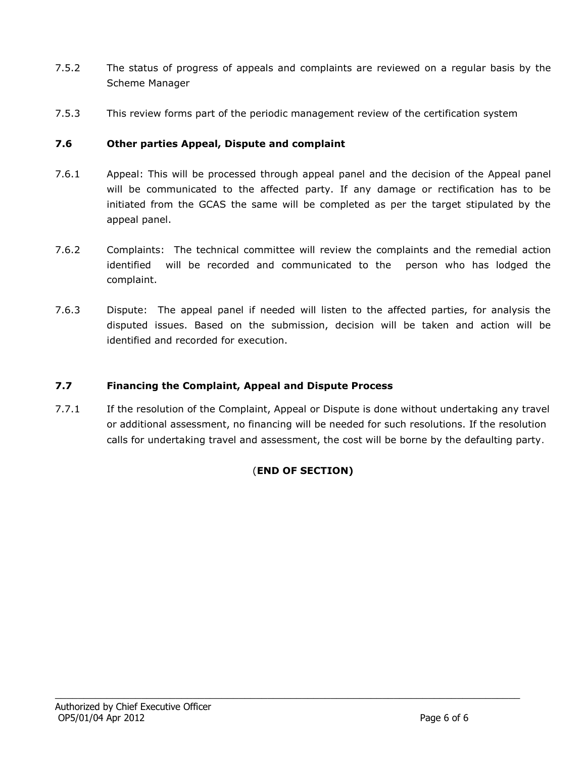7.5.2 The status of progress of appeals and complaints are reviewed on a regular basis by the Scheme Manager

7.5.3 This review forms part of the periodic management review of the certification system

### 7.6 Other parties Appeal, Dispute and complaint

7.6.1 Appeal: This will be processed through appeal panel and the decision of the Appeal panel will be communicated to the affected party. If any damage or rectification has to be initiated from the GCAS the same will be completed as per the target stipulated by the appeal panel.

7.6.2 Complaints: The technical committee will review the complaints and the remedial action identified will be recorded and communicated to the person who has lodged the complaint.

7.6.3 Dispute: The appeal panel if needed will listen to the affected parties, for analysis the disputed issues. Based on the submission, decision will be taken and action will be identified and recorded for execution.

### 7.7 Financing the Complaint, Appeal and Dispute Process

7.7.1 If the resolution of the Complaint, Appeal or Dispute is done without undertaking any travel or additional assessment, no financing will be needed for such resolutions. If the resolution calls for undertaking travel and assessment, the cost will be borne by the defaulting party.

(**END OF SECTION)**

Authorized by Chief Executive Officer
OP5/01/04 Apr 2012